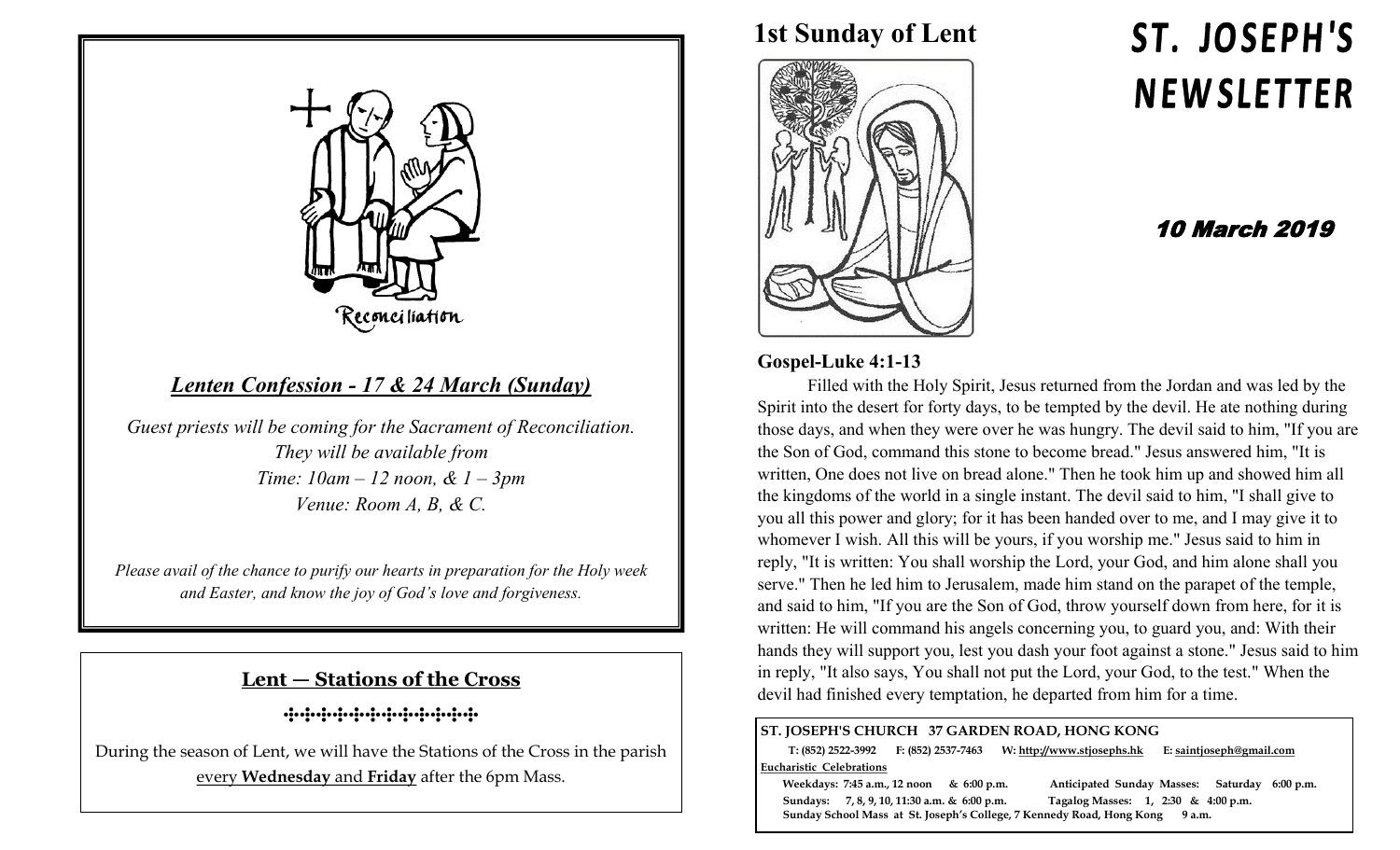Reconciliation

### *Lenten Confession - 17 & 24 March (Sunday)*

*Guest priests will be coming for the Sacrament of Reconciliation. They will be available from*
*Time: 10am – 12 noon, & 1 – 3pm*
*Venue: Room A, B, & C.*

*Please avail of the chance to purify our hearts in preparation for the Holy week and Easter, and know the joy of God's love and forgiveness.*

### Lent — Stations of the Cross

During the season of Lent, we will have the Stations of the Cross in the parish every **Wednesday** and **Friday** after the 6pm Mass.

## 1st Sunday of Lent

# ST. JOSEPH'S NEWSLETTER

### 10 March 2019

### Gospel-Luke 4:1-13

Filled with the Holy Spirit, Jesus returned from the Jordan and was led by the Spirit into the desert for forty days, to be tempted by the devil. He ate nothing during those days, and when they were over he was hungry. The devil said to him, "If you are the Son of God, command this stone to become bread." Jesus answered him, "It is written, One does not live on bread alone." Then he took him up and showed him all the kingdoms of the world in a single instant. The devil said to him, "I shall give to you all this power and glory; for it has been handed over to me, and I may give it to whomever I wish. All this will be yours, if you worship me." Jesus said to him in reply, "It is written: You shall worship the Lord, your God, and him alone shall you serve." Then he led him to Jerusalem, made him stand on the parapet of the temple, and said to him, "If you are the Son of God, throw yourself down from here, for it is written: He will command his angels concerning you, to guard you, and: With their hands they will support you, lest you dash your foot against a stone." Jesus said to him in reply, "It also says, You shall not put the Lord, your God, to the test." When the devil had finished every temptation, he departed from him for a time.

**ST. JOSEPH'S CHURCH 37 GARDEN ROAD, HONG KONG**

**T: (852) 2522-3992 F: (852) 2537-7463 W: http://www.stjosephs.hk E: saintjoseph@gmail.com**

**Eucharistic Celebrations**

**Weekdays: 7:45 a.m., 12 noon & 6:00 p.m. Anticipated Sunday Masses: Saturday 6:00 p.m.**

**Sundays: 7, 8, 9, 10, 11:30 a.m. & 6:00 p.m. Tagalog Masses: 1, 2:30 & 4:00 p.m.**

**Sunday School Mass at St. Joseph's College, 7 Kennedy Road, Hong Kong 9 a.m.**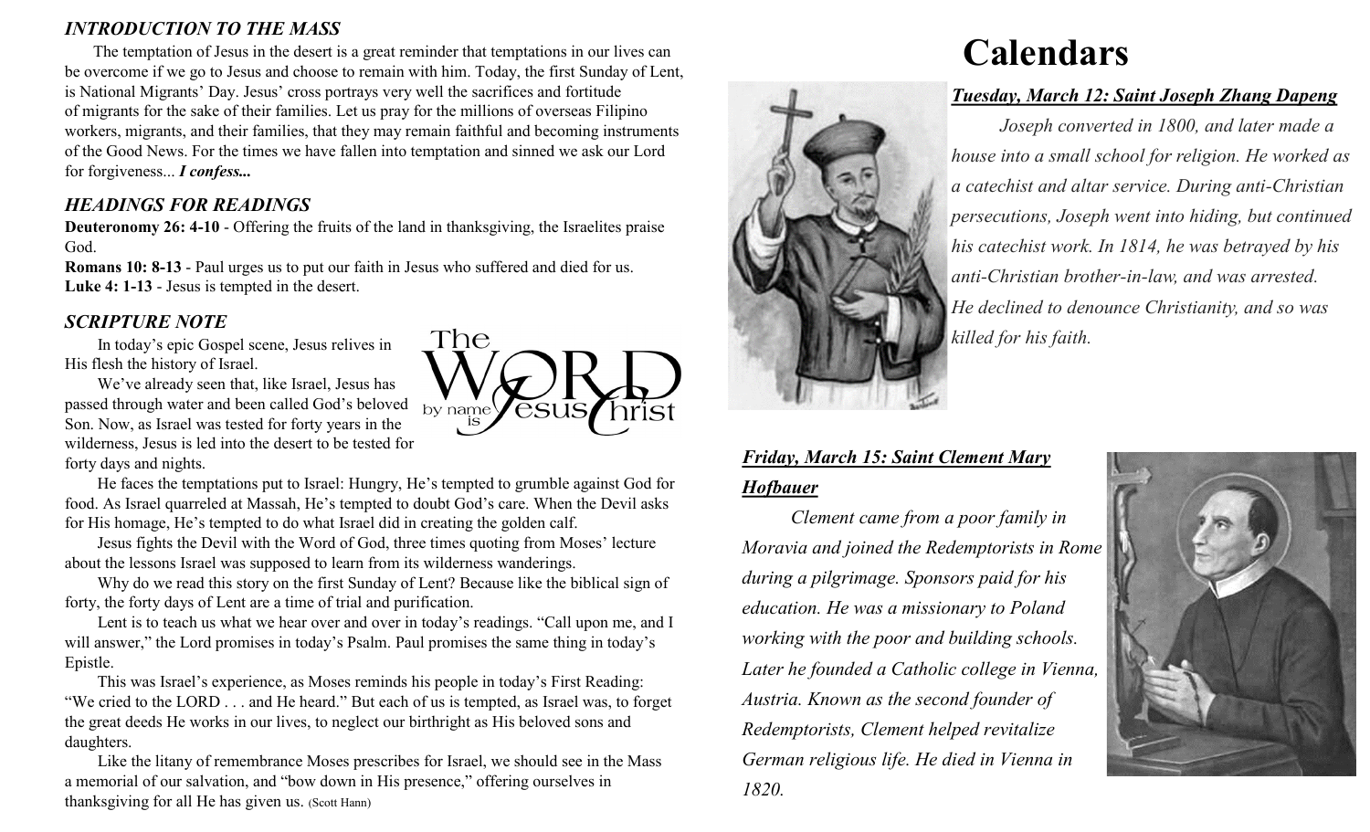### *INTRODUCTION TO THE MASS*

The temptation of Jesus in the desert is a great reminder that temptations in our lives can be overcome if we go to Jesus and choose to remain with him. Today, the first Sunday of Lent, is National Migrants' Day. Jesus' cross portrays very well the sacrifices and fortitude of migrants for the sake of their families. Let us pray for the millions of overseas Filipino workers, migrants, and their families, that they may remain faithful and becoming instruments of the Good News. For the times we have fallen into temptation and sinned we ask our Lord for forgiveness... ***I confess...***

### *HEADINGS FOR READINGS*

**Deuteronomy 26: 4-10** - Offering the fruits of the land in thanksgiving, the Israelites praise God.

**Romans 10: 8-13** - Paul urges us to put our faith in Jesus who suffered and died for us.

**Luke 4: 1-13** - Jesus is tempted in the desert.

### *SCRIPTURE NOTE*

The WORD by name is Jesus Christ

In today's epic Gospel scene, Jesus relives in His flesh the history of Israel.

We've already seen that, like Israel, Jesus has passed through water and been called God's beloved Son. Now, as Israel was tested for forty years in the wilderness, Jesus is led into the desert to be tested for forty days and nights.

He faces the temptations put to Israel: Hungry, He's tempted to grumble against God for food. As Israel quarreled at Massah, He's tempted to doubt God's care. When the Devil asks for His homage, He's tempted to do what Israel did in creating the golden calf.

Jesus fights the Devil with the Word of God, three times quoting from Moses' lecture about the lessons Israel was supposed to learn from its wilderness wanderings.

Why do we read this story on the first Sunday of Lent? Because like the biblical sign of forty, the forty days of Lent are a time of trial and purification.

Lent is to teach us what we hear over and over in today's readings. "Call upon me, and I will answer," the Lord promises in today's Psalm. Paul promises the same thing in today's Epistle.

This was Israel's experience, as Moses reminds his people in today's First Reading: "We cried to the LORD . . . and He heard." But each of us is tempted, as Israel was, to forget the great deeds He works in our lives, to neglect our birthright as His beloved sons and daughters.

Like the litany of remembrance Moses prescribes for Israel, we should see in the Mass a memorial of our salvation, and "bow down in His presence," offering ourselves in thanksgiving for all He has given us. (Scott Hann)

# Calendars

***Tuesday, March 12: Saint Joseph Zhang Dapeng***

*Joseph converted in 1800, and later made a house into a small school for religion. He worked as a catechist and altar service. During anti-Christian persecutions, Joseph went into hiding, but continued his catechist work. In 1814, he was betrayed by his anti-Christian brother-in-law, and was arrested. He declined to denounce Christianity, and so was killed for his faith.*

***Friday, March 15: Saint Clement Mary Hofbauer***

*Clement came from a poor family in Moravia and joined the Redemptorists in Rome during a pilgrimage. Sponsors paid for his education. He was a missionary to Poland working with the poor and building schools. Later he founded a Catholic college in Vienna, Austria. Known as the second founder of Redemptorists, Clement helped revitalize German religious life. He died in Vienna in 1820.*